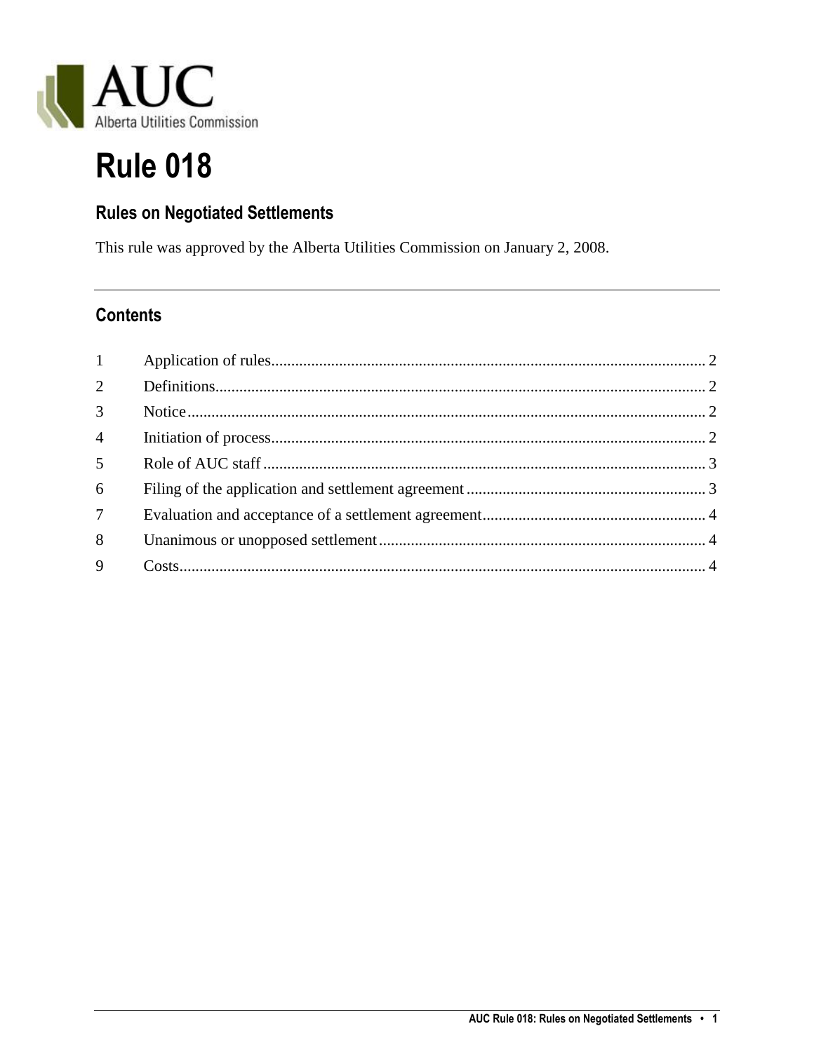AUC
Alberta Utilities Commission

# Rule 018

## Rules on Negotiated Settlements

This rule was approved by the Alberta Utilities Commission on January 2, 2008.

## Contents

1 Application of rules ... 2
2 Definitions ... 2
3 Notice ... 2
4 Initiation of process ... 2
5 Role of AUC staff ... 3
6 Filing of the application and settlement agreement ... 3
7 Evaluation and acceptance of a settlement agreement ... 4
8 Unanimous or unopposed settlement ... 4
9 Costs ... 4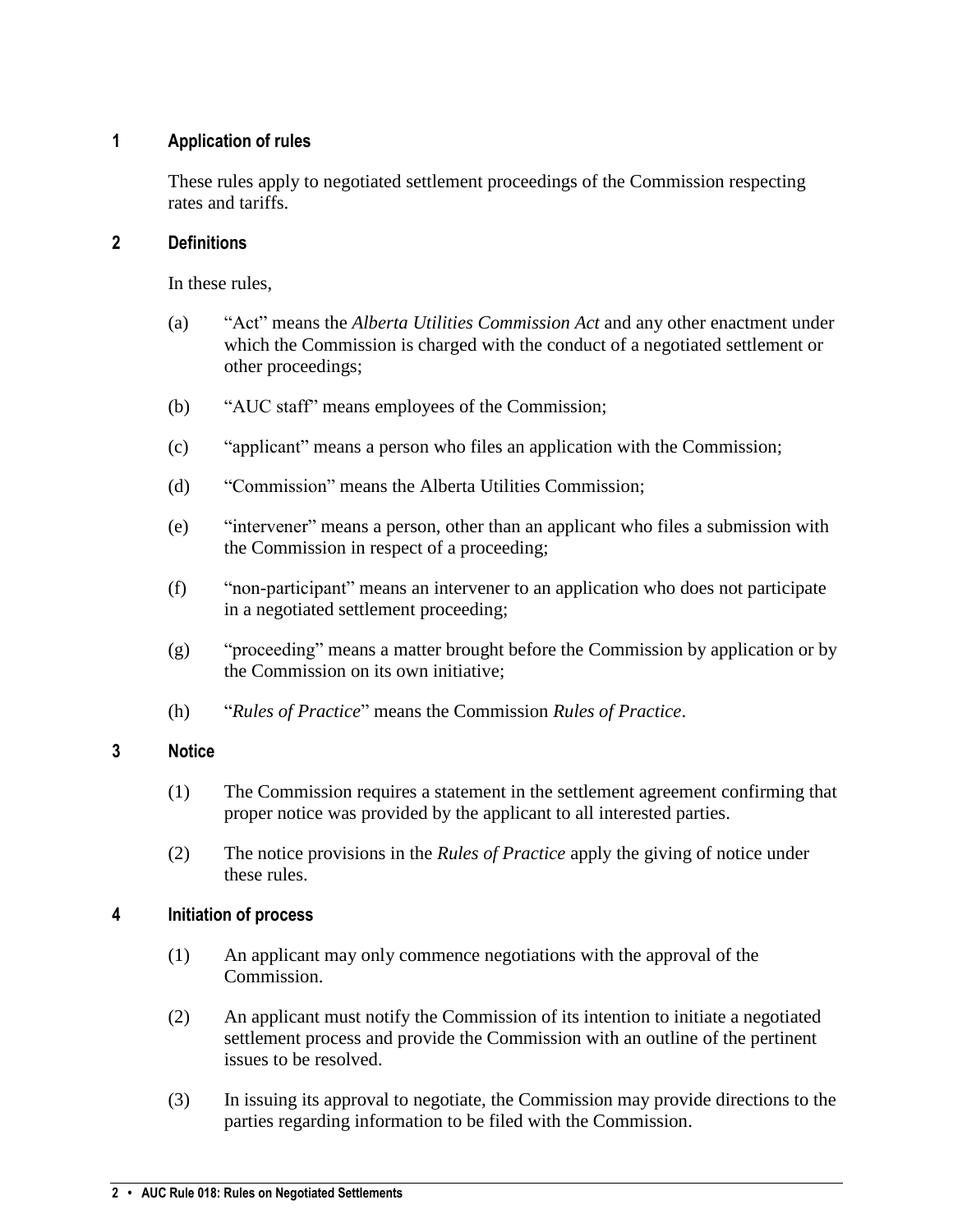## 1 Application of rules

These rules apply to negotiated settlement proceedings of the Commission respecting rates and tariffs.

## 2 Definitions

In these rules,

(a) "Act" means the *Alberta Utilities Commission Act* and any other enactment under which the Commission is charged with the conduct of a negotiated settlement or other proceedings;

(b) "AUC staff" means employees of the Commission;

(c) "applicant" means a person who files an application with the Commission;

(d) "Commission" means the Alberta Utilities Commission;

(e) "intervener" means a person, other than an applicant who files a submission with the Commission in respect of a proceeding;

(f) "non-participant" means an intervener to an application who does not participate in a negotiated settlement proceeding;

(g) "proceeding" means a matter brought before the Commission by application or by the Commission on its own initiative;

(h) "*Rules of Practice*" means the Commission *Rules of Practice*.

## 3 Notice

(1) The Commission requires a statement in the settlement agreement confirming that proper notice was provided by the applicant to all interested parties.

(2) The notice provisions in the *Rules of Practice* apply the giving of notice under these rules.

## 4 Initiation of process

(1) An applicant may only commence negotiations with the approval of the Commission.

(2) An applicant must notify the Commission of its intention to initiate a negotiated settlement process and provide the Commission with an outline of the pertinent issues to be resolved.

(3) In issuing its approval to negotiate, the Commission may provide directions to the parties regarding information to be filed with the Commission.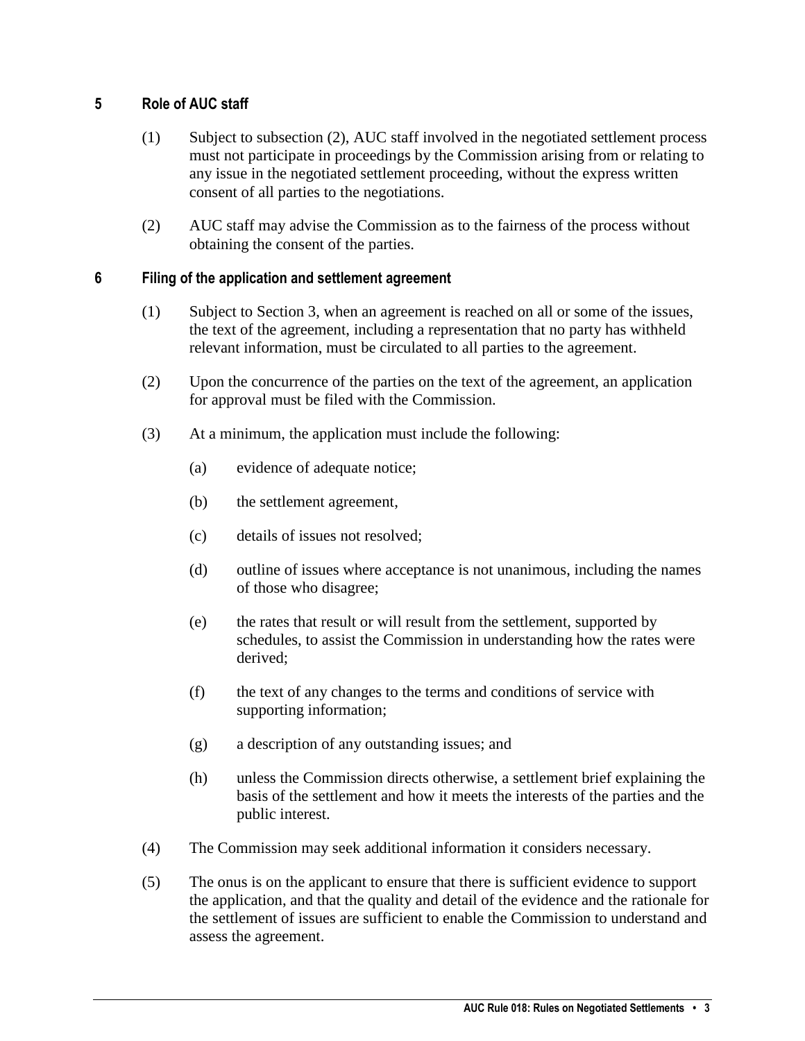## 5 Role of AUC staff

(1) Subject to subsection (2), AUC staff involved in the negotiated settlement process must not participate in proceedings by the Commission arising from or relating to any issue in the negotiated settlement proceeding, without the express written consent of all parties to the negotiations.

(2) AUC staff may advise the Commission as to the fairness of the process without obtaining the consent of the parties.

## 6 Filing of the application and settlement agreement

(1) Subject to Section 3, when an agreement is reached on all or some of the issues, the text of the agreement, including a representation that no party has withheld relevant information, must be circulated to all parties to the agreement.

(2) Upon the concurrence of the parties on the text of the agreement, an application for approval must be filed with the Commission.

(3) At a minimum, the application must include the following:

(a) evidence of adequate notice;

(b) the settlement agreement,

(c) details of issues not resolved;

(d) outline of issues where acceptance is not unanimous, including the names of those who disagree;

(e) the rates that result or will result from the settlement, supported by schedules, to assist the Commission in understanding how the rates were derived;

(f) the text of any changes to the terms and conditions of service with supporting information;

(g) a description of any outstanding issues; and

(h) unless the Commission directs otherwise, a settlement brief explaining the basis of the settlement and how it meets the interests of the parties and the public interest.

(4) The Commission may seek additional information it considers necessary.

(5) The onus is on the applicant to ensure that there is sufficient evidence to support the application, and that the quality and detail of the evidence and the rationale for the settlement of issues are sufficient to enable the Commission to understand and assess the agreement.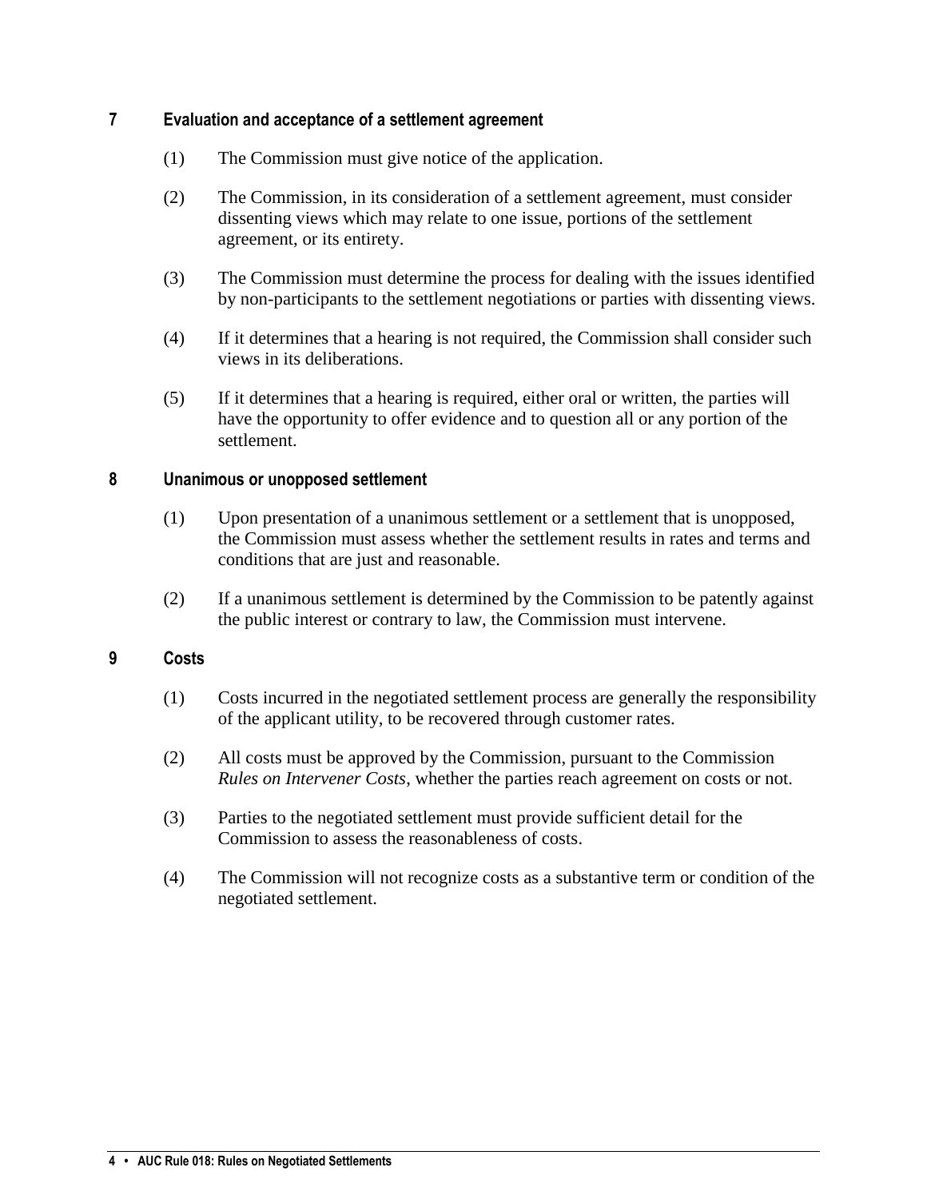## 7 Evaluation and acceptance of a settlement agreement

(1) The Commission must give notice of the application.

(2) The Commission, in its consideration of a settlement agreement, must consider dissenting views which may relate to one issue, portions of the settlement agreement, or its entirety.

(3) The Commission must determine the process for dealing with the issues identified by non-participants to the settlement negotiations or parties with dissenting views.

(4) If it determines that a hearing is not required, the Commission shall consider such views in its deliberations.

(5) If it determines that a hearing is required, either oral or written, the parties will have the opportunity to offer evidence and to question all or any portion of the settlement.

## 8 Unanimous or unopposed settlement

(1) Upon presentation of a unanimous settlement or a settlement that is unopposed, the Commission must assess whether the settlement results in rates and terms and conditions that are just and reasonable.

(2) If a unanimous settlement is determined by the Commission to be patently against the public interest or contrary to law, the Commission must intervene.

## 9 Costs

(1) Costs incurred in the negotiated settlement process are generally the responsibility of the applicant utility, to be recovered through customer rates.

(2) All costs must be approved by the Commission, pursuant to the Commission *Rules on Intervener Costs*, whether the parties reach agreement on costs or not.

(3) Parties to the negotiated settlement must provide sufficient detail for the Commission to assess the reasonableness of costs.

(4) The Commission will not recognize costs as a substantive term or condition of the negotiated settlement.